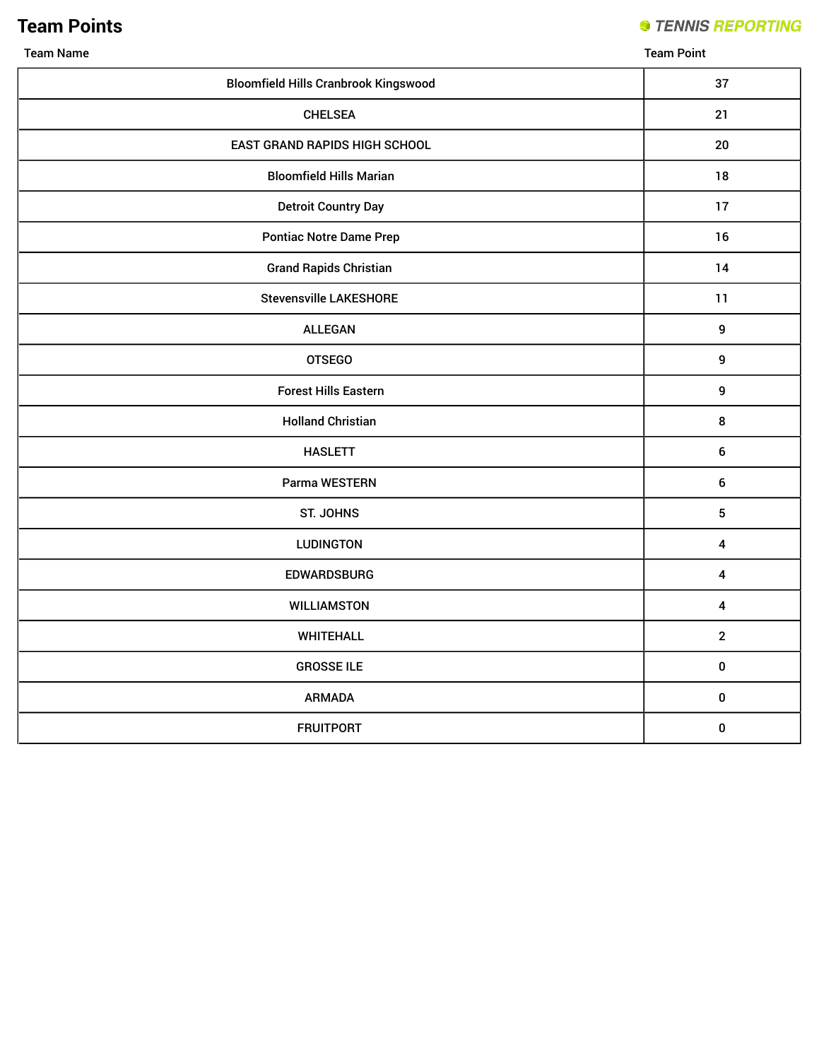# Team Points

TENNIS REPORTING

| Team Name | Team Point |
|---|---|
| Bloomfield Hills Cranbrook Kingswood | 37 |
| CHELSEA | 21 |
| EAST GRAND RAPIDS HIGH SCHOOL | 20 |
| Bloomfield Hills Marian | 18 |
| Detroit Country Day | 17 |
| Pontiac Notre Dame Prep | 16 |
| Grand Rapids Christian | 14 |
| Stevensville LAKESHORE | 11 |
| ALLEGAN | 9 |
| OTSEGO | 9 |
| Forest Hills Eastern | 9 |
| Holland Christian | 8 |
| HASLETT | 6 |
| Parma WESTERN | 6 |
| ST. JOHNS | 5 |
| LUDINGTON | 4 |
| EDWARDSBURG | 4 |
| WILLIAMSTON | 4 |
| WHITEHALL | 2 |
| GROSSE ILE | 0 |
| ARMADA | 0 |
| FRUITPORT | 0 |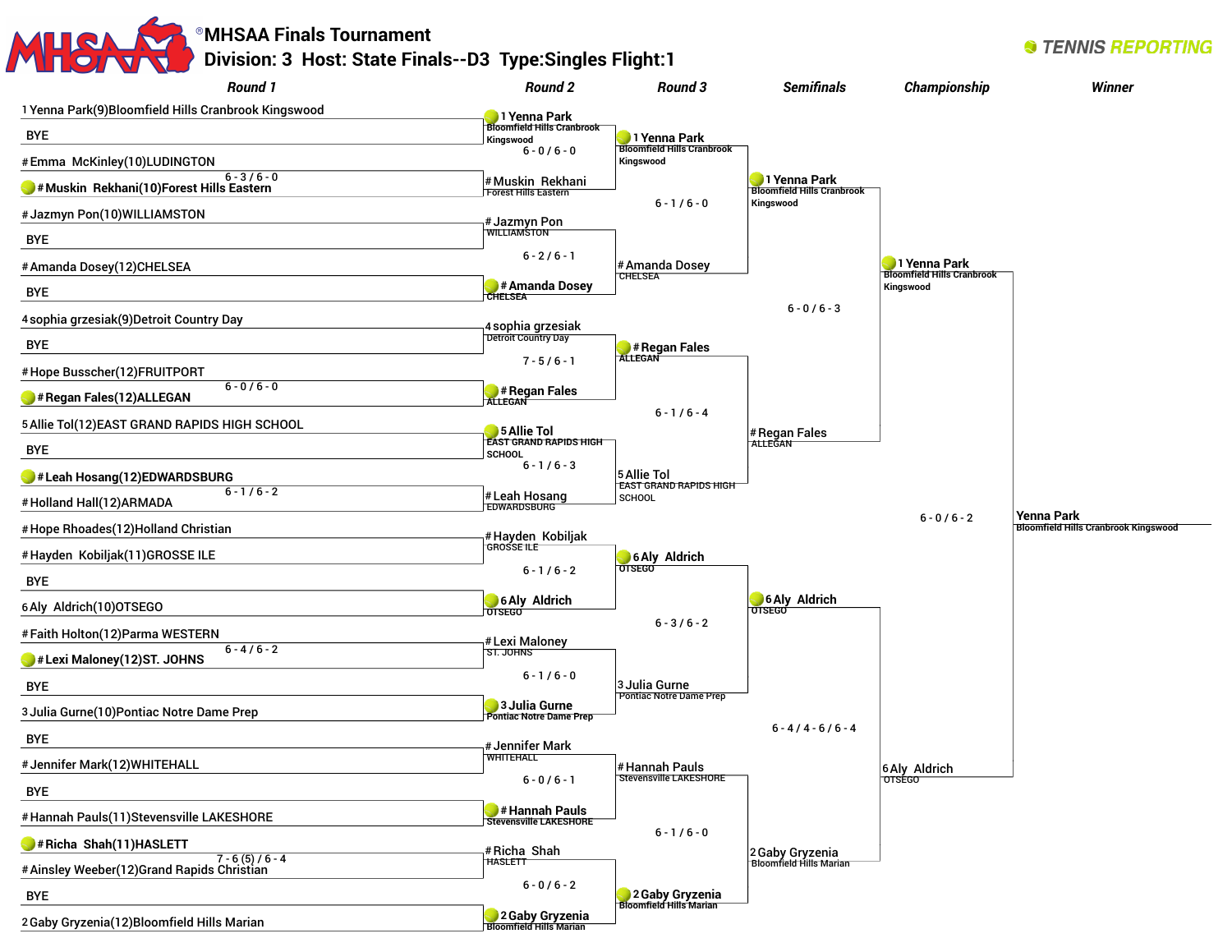# MHSAA Finals Tournament

## Division: 3 Host: State Finals--D3 Type:Singles Flight:1

TENNIS REPORTING

### Round 1

| Match | Player 1 | Player 2 | Winner | Score |
|---|---|---|---|---|
| 1 | 1 Yenna Park(9)Bloomfield Hills Cranbrook Kingswood | BYE | 1 Yenna Park | |
| 2 | # Emma McKinley(10)LUDINGTON | # Muskin Rekhani(10)Forest Hills Eastern | # Muskin Rekhani | 6 - 3 / 6 - 0 |
| 3 | # Jazmyn Pon(10)WILLIAMSTON | BYE | # Jazmyn Pon | |
| 4 | # Amanda Dosey(12)CHELSEA | BYE | # Amanda Dosey | |
| 5 | 4 sophia grzesiak(9)Detroit Country Day | BYE | 4 sophia grzesiak | |
| 6 | # Hope Busscher(12)FRUITPORT | # Regan Fales(12)ALLEGAN | # Regan Fales | 6 - 0 / 6 - 0 |
| 7 | 5 Allie Tol(12)EAST GRAND RAPIDS HIGH SCHOOL | BYE | 5 Allie Tol | |
| 8 | # Leah Hosang(12)EDWARDSBURG | # Holland Hall(12)ARMADA | # Leah Hosang | 6 - 1 / 6 - 2 |
| 9 | # Hope Rhoades(12)Holland Christian | # Hayden Kobiljak(11)GROSSE ILE | # Hayden Kobiljak | |
| 10 | BYE | 6 Aly Aldrich(10)OTSEGO | 6 Aly Aldrich | |
| 11 | # Faith Holton(12)Parma WESTERN | # Lexi Maloney(12)ST. JOHNS | # Lexi Maloney | 6 - 4 / 6 - 2 |
| 12 | BYE | 3 Julia Gurne(10)Pontiac Notre Dame Prep | 3 Julia Gurne | |
| 13 | BYE | # Jennifer Mark(12)WHITEHALL | # Jennifer Mark | |
| 14 | BYE | # Hannah Pauls(11)Stevensville LAKESHORE | # Hannah Pauls | |
| 15 | # Richa Shah(11)HASLETT | # Ainsley Weeber(12)Grand Rapids Christian | # Richa Shah | 7 - 6 (5) / 6 - 4 |
| 16 | BYE | 2 Gaby Gryzenia(12)Bloomfield Hills Marian | 2 Gaby Gryzenia | |

### Round 2

| Player 1 | Player 2 | Winner | Score |
|---|---|---|---|
| 1 Yenna Park, Bloomfield Hills Cranbrook Kingswood | # Muskin Rekhani, Forest Hills Eastern | 1 Yenna Park | 6 - 0 / 6 - 0 |
| # Jazmyn Pon, WILLIAMSTON | # Amanda Dosey, CHELSEA | # Amanda Dosey | 6 - 2 / 6 - 1 |
| 4 sophia grzesiak, Detroit Country Day | # Regan Fales, ALLEGAN | # Regan Fales | 7 - 5 / 6 - 1 |
| 5 Allie Tol, EAST GRAND RAPIDS HIGH SCHOOL | # Leah Hosang, EDWARDSBURG | 5 Allie Tol | 6 - 1 / 6 - 3 |
| # Hayden Kobiljak, GROSSE ILE | 6 Aly Aldrich, OTSEGO | 6 Aly Aldrich | 6 - 1 / 6 - 2 |
| # Lexi Maloney, ST. JOHNS | 3 Julia Gurne, Pontiac Notre Dame Prep | 3 Julia Gurne | 6 - 1 / 6 - 0 |
| # Jennifer Mark, WHITEHALL | # Hannah Pauls, Stevensville LAKESHORE | # Hannah Pauls | 6 - 0 / 6 - 1 |
| # Richa Shah, HASLETT | 2 Gaby Gryzenia, Bloomfield Hills Marian | 2 Gaby Gryzenia | 6 - 0 / 6 - 2 |

### Round 3

| Player 1 | Player 2 | Winner | Score |
|---|---|---|---|
| 1 Yenna Park, Bloomfield Hills Cranbrook Kingswood | # Amanda Dosey, CHELSEA | 1 Yenna Park | 6 - 1 / 6 - 0 |
| # Regan Fales, ALLEGAN | 5 Allie Tol, EAST GRAND RAPIDS HIGH SCHOOL | # Regan Fales | 6 - 1 / 6 - 4 |
| 6 Aly Aldrich, OTSEGO | 3 Julia Gurne, Pontiac Notre Dame Prep | 6 Aly Aldrich | 6 - 3 / 6 - 2 |
| # Hannah Pauls, Stevensville LAKESHORE | 2 Gaby Gryzenia, Bloomfield Hills Marian | 2 Gaby Gryzenia | 6 - 1 / 6 - 0 |

### Semifinals

| Player 1 | Player 2 | Winner | Score |
|---|---|---|---|
| 1 Yenna Park, Bloomfield Hills Cranbrook Kingswood | # Regan Fales, ALLEGAN | 1 Yenna Park | 6 - 0 / 6 - 3 |
| 6 Aly Aldrich, OTSEGO | 2 Gaby Gryzenia, Bloomfield Hills Marian | 6 Aly Aldrich | 6 - 4 / 4 - 6 / 6 - 4 |

### Championship

| Player 1 | Player 2 | Winner | Score |
|---|---|---|---|
| 1 Yenna Park, Bloomfield Hills Cranbrook Kingswood | 6 Aly Aldrich, OTSEGO | Yenna Park | 6 - 0 / 6 - 2 |

### Winner

**Yenna Park**, Bloomfield Hills Cranbrook Kingswood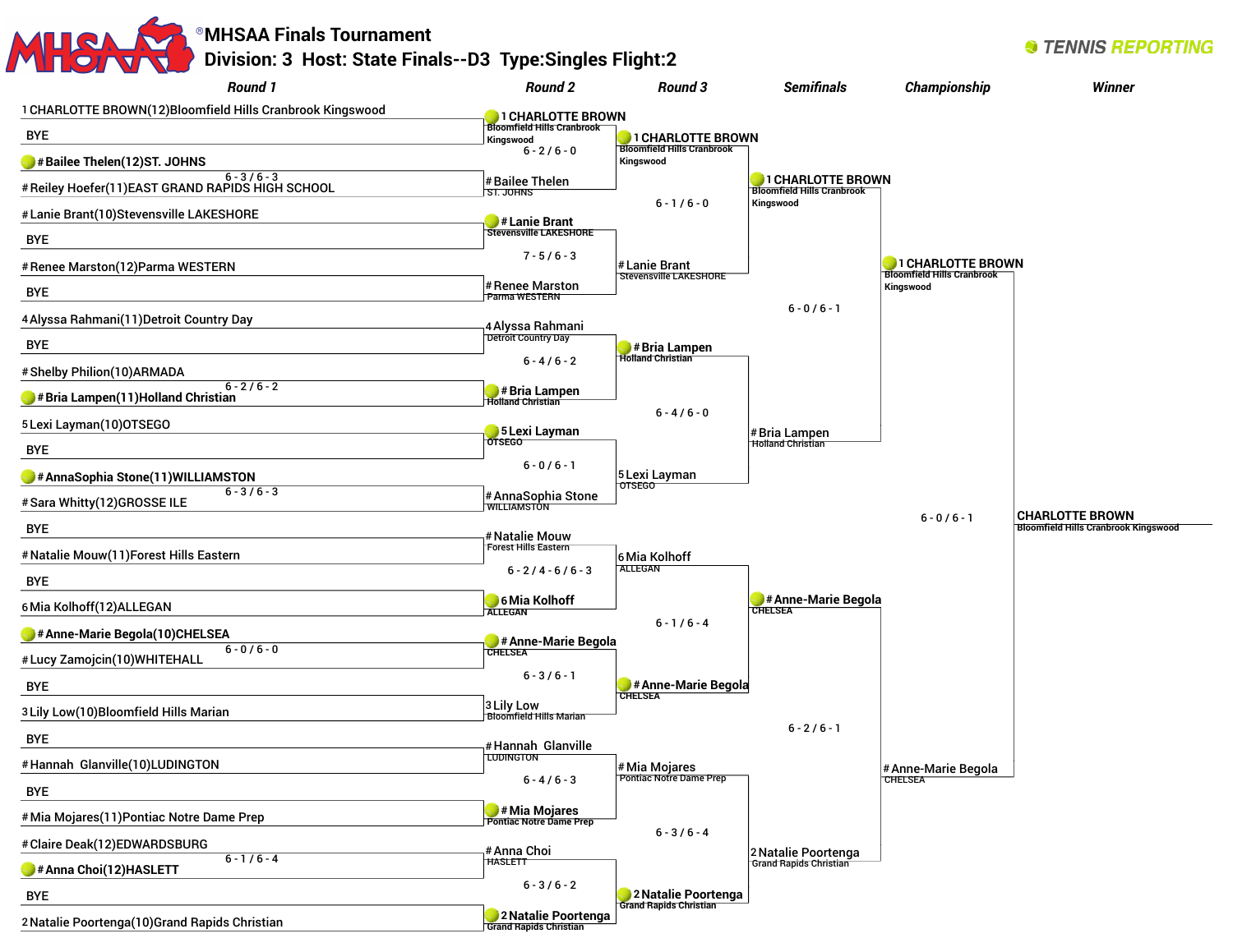# MHSAA Finals Tournament

## Division: 3 Host: State Finals--D3 Type:Singles Flight:2

TENNIS REPORTING

### Round 1

- 1 CHARLOTTE BROWN(12)Bloomfield Hills Cranbrook Kingswood vs BYE
- # Bailee Thelen(12)ST. JOHNS def. # Reiley Hoefer(11)EAST GRAND RAPIDS HIGH SCHOOL — 6 - 3 / 6 - 3
- # Lanie Brant(10)Stevensville LAKESHORE vs BYE
- # Renee Marston(12)Parma WESTERN vs BYE
- 4 Alyssa Rahmani(11)Detroit Country Day vs BYE
- # Bria Lampen(11)Holland Christian def. # Shelby Philion(10)ARMADA — 6 - 2 / 6 - 2
- 5 Lexi Layman(10)OTSEGO vs BYE
- # AnnaSophia Stone(11)WILLIAMSTON def. # Sara Whitty(12)GROSSE ILE — 6 - 3 / 6 - 3
- BYE vs # Natalie Mouw(11)Forest Hills Eastern
- BYE vs 6 Mia Kolhoff(12)ALLEGAN
- # Anne-Marie Begola(10)CHELSEA def. # Lucy Zamojcin(10)WHITEHALL — 6 - 0 / 6 - 0
- BYE vs 3 Lily Low(10)Bloomfield Hills Marian
- BYE vs # Hannah Glanville(10)LUDINGTON
- BYE vs # Mia Mojares(11)Pontiac Notre Dame Prep
- # Anna Choi(12)HASLETT def. # Claire Deak(12)EDWARDSBURG — 6 - 1 / 6 - 4
- BYE vs 2 Natalie Poortenga(10)Grand Rapids Christian

### Round 2

- 1 CHARLOTTE BROWN (Bloomfield Hills Cranbrook Kingswood) def. # Bailee Thelen (ST. JOHNS) — 6 - 2 / 6 - 0
- # Lanie Brant (Stevensville LAKESHORE) def. # Renee Marston (Parma WESTERN) — 7 - 5 / 6 - 3
- # Bria Lampen (Holland Christian) def. 4 Alyssa Rahmani (Detroit Country Day) — 6 - 4 / 6 - 2
- 5 Lexi Layman (OTSEGO) def. # AnnaSophia Stone (WILLIAMSTON) — 6 - 0 / 6 - 1
- 6 Mia Kolhoff (ALLEGAN) def. # Natalie Mouw (Forest Hills Eastern) — 6 - 2 / 4 - 6 / 6 - 3
- # Anne-Marie Begola (CHELSEA) def. 3 Lily Low (Bloomfield Hills Marian) — 6 - 3 / 6 - 1
- # Mia Mojares (Pontiac Notre Dame Prep) def. # Hannah Glanville (LUDINGTON) — 6 - 4 / 6 - 3
- 2 Natalie Poortenga (Grand Rapids Christian) def. # Anna Choi (HASLETT) — 6 - 3 / 6 - 2

### Round 3

- 1 CHARLOTTE BROWN (Bloomfield Hills Cranbrook Kingswood) def. # Lanie Brant (Stevensville LAKESHORE) — 6 - 1 / 6 - 0
- # Bria Lampen (Holland Christian) def. 5 Lexi Layman (OTSEGO) — 6 - 4 / 6 - 0
- # Anne-Marie Begola (CHELSEA) def. 6 Mia Kolhoff (ALLEGAN) — 6 - 1 / 6 - 4
- 2 Natalie Poortenga (Grand Rapids Christian) def. # Mia Mojares (Pontiac Notre Dame Prep) — 6 - 3 / 6 - 4

### Semifinals

- 1 CHARLOTTE BROWN (Bloomfield Hills Cranbrook Kingswood) def. # Bria Lampen (Holland Christian) — 6 - 0 / 6 - 1
- # Anne-Marie Begola (CHELSEA) def. 2 Natalie Poortenga (Grand Rapids Christian) — 6 - 2 / 6 - 1

### Championship

- 1 CHARLOTTE BROWN (Bloomfield Hills Cranbrook Kingswood) def. # Anne-Marie Begola (CHELSEA) — 6 - 0 / 6 - 1

### Winner

CHARLOTTE BROWN
Bloomfield Hills Cranbrook Kingswood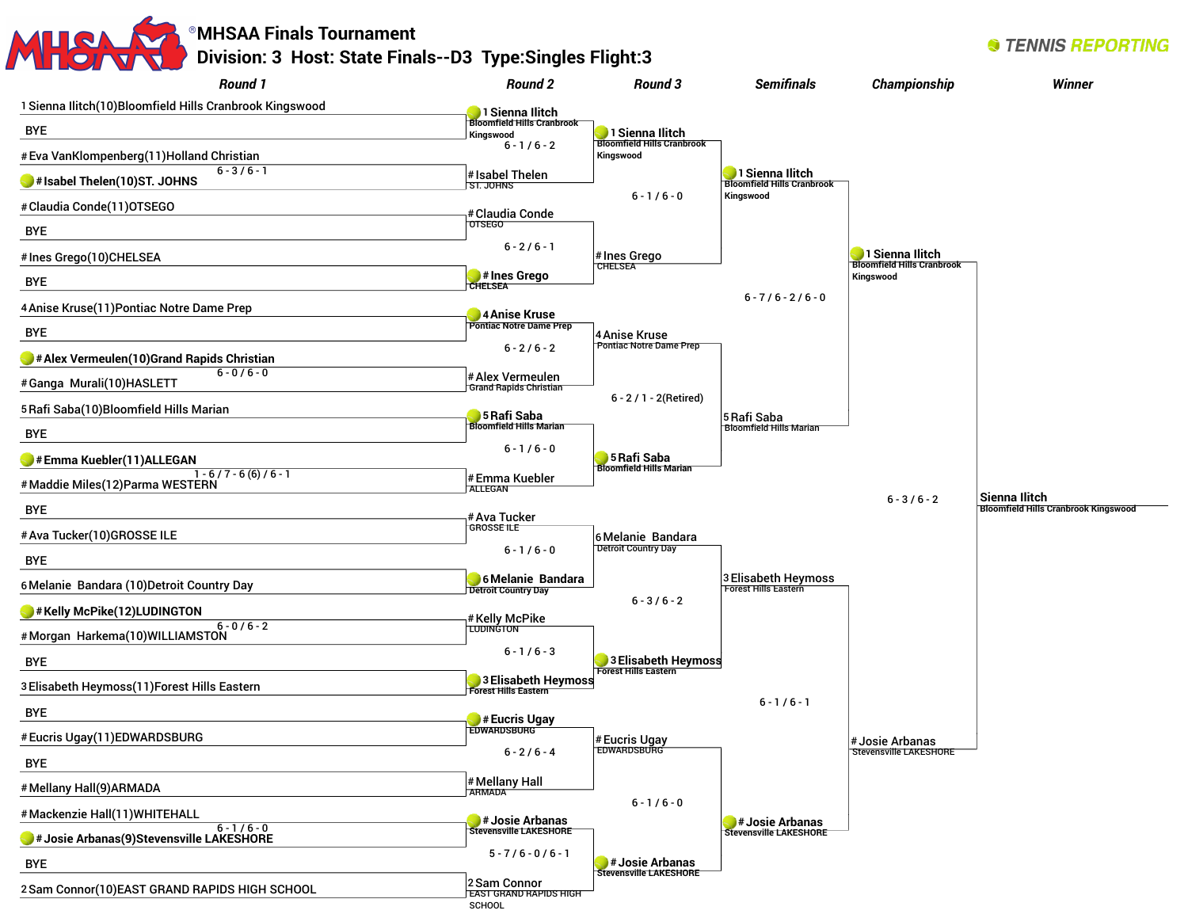# MHSAA Finals Tournament

## Division: 3 Host: State Finals--D3 Type:Singles Flight:3

TENNIS REPORTING

## Round 1

| Match | Player 1 | Player 2 | Score |
| --- | --- | --- | --- |
| 1 | 1 Sienna Ilitch(10)Bloomfield Hills Cranbrook Kingswood | BYE | |
| 2 | # Eva VanKlompenberg(11)Holland Christian | **# Isabel Thelen(10)ST. JOHNS** | 6 - 3 / 6 - 1 |
| 3 | # Claudia Conde(11)OTSEGO | BYE | |
| 4 | # Ines Grego(10)CHELSEA | BYE | |
| 5 | 4 Anise Kruse(11)Pontiac Notre Dame Prep | BYE | |
| 6 | **# Alex Vermeulen(10)Grand Rapids Christian** | # Ganga Murali(10)HASLETT | 6 - 0 / 6 - 0 |
| 7 | 5 Rafi Saba(10)Bloomfield Hills Marian | BYE | |
| 8 | **# Emma Kuebler(11)ALLEGAN** | # Maddie Miles(12)Parma WESTERN | 1 - 6 / 7 - 6 (6) / 6 - 1 |
| 9 | BYE | # Ava Tucker(10)GROSSE ILE | |
| 10 | BYE | 6 Melanie Bandara (10)Detroit Country Day | |
| 11 | **# Kelly McPike(12)LUDINGTON** | # Morgan Harkema(10)WILLIAMSTON | 6 - 0 / 6 - 2 |
| 12 | BYE | 3 Elisabeth Heymoss(11)Forest Hills Eastern | |
| 13 | BYE | # Eucris Ugay(11)EDWARDSBURG | |
| 14 | BYE | # Mellany Hall(9)ARMADA | |
| 15 | # Mackenzie Hall(11)WHITEHALL | **# Josie Arbanas(9)Stevensville LAKESHORE** | 6 - 1 / 6 - 0 |
| 16 | BYE | 2 Sam Connor(10)EAST GRAND RAPIDS HIGH SCHOOL | |

## Round 2

| Player 1 | Player 2 | Score |
| --- | --- | --- |
| **1 Sienna Ilitch** (Bloomfield Hills Cranbrook Kingswood) | # Isabel Thelen (ST. JOHNS) | 6 - 1 / 6 - 2 |
| # Claudia Conde (OTSEGO) | **# Ines Grego** (CHELSEA) | 6 - 2 / 6 - 1 |
| **4 Anise Kruse** (Pontiac Notre Dame Prep) | # Alex Vermeulen (Grand Rapids Christian) | 6 - 2 / 6 - 2 |
| **5 Rafi Saba** (Bloomfield Hills Marian) | # Emma Kuebler (ALLEGAN) | 6 - 1 / 6 - 0 |
| # Ava Tucker (GROSSE ILE) | **6 Melanie Bandara** (Detroit Country Day) | 6 - 1 / 6 - 0 |
| # Kelly McPike (LUDINGTON) | **3 Elisabeth Heymoss** (Forest Hills Eastern) | 6 - 1 / 6 - 3 |
| **# Eucris Ugay** (EDWARDSBURG) | # Mellany Hall (ARMADA) | 6 - 2 / 6 - 4 |
| **# Josie Arbanas** (Stevensville LAKESHORE) | 2 Sam Connor (EAST GRAND RAPIDS HIGH SCHOOL) | 5 - 7 / 6 - 0 / 6 - 1 |

## Round 3

| Player 1 | Player 2 | Score |
| --- | --- | --- |
| **1 Sienna Ilitch** (Bloomfield Hills Cranbrook Kingswood) | # Ines Grego (CHELSEA) | 6 - 1 / 6 - 0 |
| 4 Anise Kruse (Pontiac Notre Dame Prep) | **5 Rafi Saba** (Bloomfield Hills Marian) | 6 - 2 / 1 - 2(Retired) |
| 6 Melanie Bandara (Detroit Country Day) | **3 Elisabeth Heymoss** (Forest Hills Eastern) | 6 - 3 / 6 - 2 |
| # Eucris Ugay (EDWARDSBURG) | **# Josie Arbanas** (Stevensville LAKESHORE) | 6 - 1 / 6 - 0 |

## Semifinals

| Player 1 | Player 2 | Score |
| --- | --- | --- |
| **1 Sienna Ilitch** (Bloomfield Hills Cranbrook Kingswood) | 5 Rafi Saba (Bloomfield Hills Marian) | 6 - 7 / 6 - 2 / 6 - 0 |
| 3 Elisabeth Heymoss (Forest Hills Eastern) | **# Josie Arbanas** (Stevensville LAKESHORE) | 6 - 1 / 6 - 1 |

## Championship

| Player 1 | Player 2 | Score |
| --- | --- | --- |
| **1 Sienna Ilitch** (Bloomfield Hills Cranbrook Kingswood) | # Josie Arbanas (Stevensville LAKESHORE) | 6 - 3 / 6 - 2 |

## Winner

Sienna Ilitch
Bloomfield Hills Cranbrook Kingswood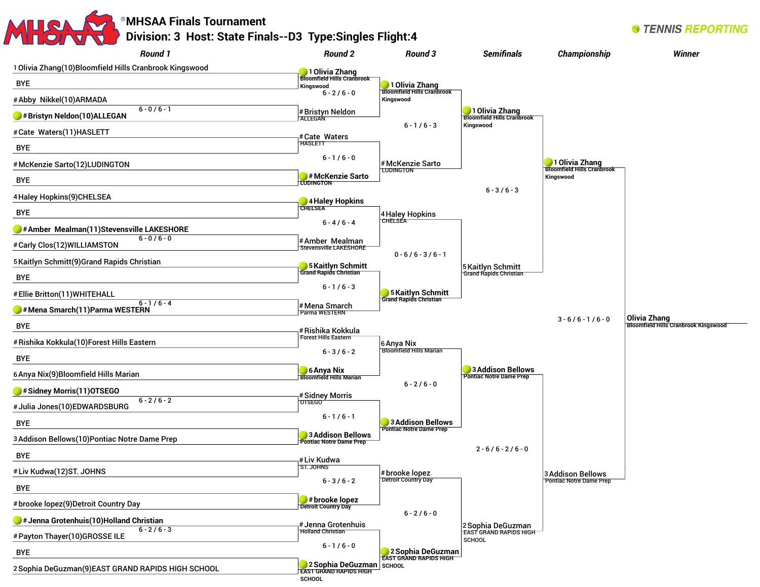# MHSAA Finals Tournament

## Division: 3 Host: State Finals--D3 Type:Singles Flight:4

TENNIS REPORTING

### Round 1

| Player | Score |
| --- | --- |
| 1 Olivia Zhang(10)Bloomfield Hills Cranbrook Kingswood | |
| BYE | |
| # Abby Nikkel(10)ARMADA | |
| # **Bristyn Neldon(10)ALLEGAN** (winner) | 6 - 0 / 6 - 1 |
| # Cate Waters(11)HASLETT | |
| BYE | |
| # McKenzie Sarto(12)LUDINGTON | |
| BYE | |
| 4 Haley Hopkins(9)CHELSEA | |
| BYE | |
| # **Amber Mealman(11)Stevensville LAKESHORE** (winner) | 6 - 0 / 6 - 0 |
| # Carly Clos(12)WILLIAMSTON | |
| 5 Kaitlyn Schmitt(9)Grand Rapids Christian | |
| BYE | |
| # Ellie Britton(11)WHITEHALL | |
| # **Mena Smarch(11)Parma WESTERN** (winner) | 6 - 1 / 6 - 4 |
| BYE | |
| # Rishika Kokkula(10)Forest Hills Eastern | |
| BYE | |
| 6 Anya Nix(9)Bloomfield Hills Marian | |
| # **Sidney Morris(11)OTSEGO** (winner) | 6 - 2 / 6 - 2 |
| # Julia Jones(10)EDWARDSBURG | |
| BYE | |
| 3 Addison Bellows(10)Pontiac Notre Dame Prep | |
| BYE | |
| # Liv Kudwa(12)ST. JOHNS | |
| BYE | |
| # brooke lopez(9)Detroit Country Day | |
| # **Jenna Grotenhuis(10)Holland Christian** (winner) | 6 - 2 / 6 - 3 |
| # Payton Thayer(10)GROSSE ILE | |
| BYE | |
| 2 Sophia DeGuzman(9)EAST GRAND RAPIDS HIGH SCHOOL | |

### Round 2

| Match | Winner | Score |
| --- | --- | --- |
| 1 Olivia Zhang (Bloomfield Hills Cranbrook Kingswood) vs # Bristyn Neldon (ALLEGAN) | 1 Olivia Zhang | 6 - 2 / 6 - 0 |
| # Cate Waters (HASLETT) vs # McKenzie Sarto (LUDINGTON) | # McKenzie Sarto | 6 - 1 / 6 - 0 |
| 4 Haley Hopkins (CHELSEA) vs # Amber Mealman (Stevensville LAKESHORE) | 4 Haley Hopkins | 6 - 4 / 6 - 4 |
| 5 Kaitlyn Schmitt (Grand Rapids Christian) vs # Mena Smarch (Parma WESTERN) | 5 Kaitlyn Schmitt | 6 - 1 / 6 - 3 |
| # Rishika Kokkula (Forest Hills Eastern) vs 6 Anya Nix (Bloomfield Hills Marian) | 6 Anya Nix | 6 - 3 / 6 - 2 |
| # Sidney Morris (OTSEGO) vs 3 Addison Bellows (Pontiac Notre Dame Prep) | 3 Addison Bellows | 6 - 1 / 6 - 1 |
| # Liv Kudwa (ST. JOHNS) vs # brooke lopez (Detroit Country Day) | # brooke lopez | 6 - 3 / 6 - 2 |
| # Jenna Grotenhuis (Holland Christian) vs 2 Sophia DeGuzman (EAST GRAND RAPIDS HIGH SCHOOL) | 2 Sophia DeGuzman | 6 - 1 / 6 - 0 |

### Round 3

| Match | Winner | Score |
| --- | --- | --- |
| 1 Olivia Zhang (Bloomfield Hills Cranbrook Kingswood) vs # McKenzie Sarto (LUDINGTON) | 1 Olivia Zhang | 6 - 1 / 6 - 3 |
| 4 Haley Hopkins (CHELSEA) vs 5 Kaitlyn Schmitt (Grand Rapids Christian) | 5 Kaitlyn Schmitt | 0 - 6 / 6 - 3 / 6 - 1 |
| 6 Anya Nix (Bloomfield Hills Marian) vs 3 Addison Bellows (Pontiac Notre Dame Prep) | 3 Addison Bellows | 6 - 2 / 6 - 0 |
| # brooke lopez (Detroit Country Day) vs 2 Sophia DeGuzman (EAST GRAND RAPIDS HIGH SCHOOL) | 2 Sophia DeGuzman | 6 - 2 / 6 - 0 |

### Semifinals

| Match | Winner | Score |
| --- | --- | --- |
| 1 Olivia Zhang (Bloomfield Hills Cranbrook Kingswood) vs 5 Kaitlyn Schmitt (Grand Rapids Christian) | 1 Olivia Zhang | 6 - 3 / 6 - 3 |
| 3 Addison Bellows (Pontiac Notre Dame Prep) vs 2 Sophia DeGuzman (EAST GRAND RAPIDS HIGH SCHOOL) | 3 Addison Bellows | 2 - 6 / 6 - 2 / 6 - 0 |

### Championship

| Match | Winner | Score |
| --- | --- | --- |
| 1 Olivia Zhang (Bloomfield Hills Cranbrook Kingswood) vs 3 Addison Bellows (Pontiac Notre Dame Prep) | 1 Olivia Zhang | 3 - 6 / 6 - 1 / 6 - 0 |

### Winner

Olivia Zhang
Bloomfield Hills Cranbrook Kingswood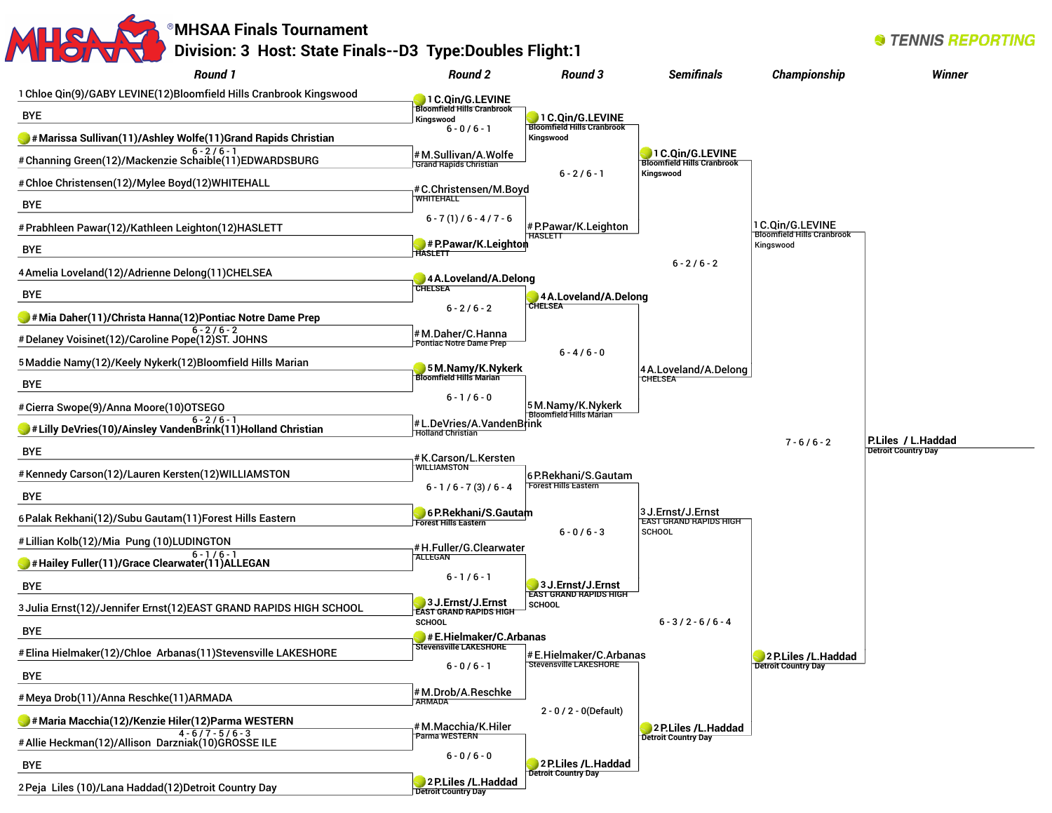# MHSAA Finals Tournament

## Division: 3 Host: State Finals--D3 Type:Doubles Flight:1

TENNIS REPORTING

### Round 1

| Seed | Players | Score |
|---|---|---|
| 1 | Chloe Qin(9)/GABY LEVINE(12)Bloomfield Hills Cranbrook Kingswood | |
| | BYE | |
| # | **Marissa Sullivan(11)/Ashley Wolfe(11)Grand Rapids Christian** | 6 - 2 / 6 - 1 |
| # | Channing Green(12)/Mackenzie Schaible(11)EDWARDSBURG | |
| # | Chloe Christensen(12)/Mylee Boyd(12)WHITEHALL | |
| | BYE | |
| # | Prabhleen Pawar(12)/Kathleen Leighton(12)HASLETT | |
| | BYE | |
| 4 | Amelia Loveland(12)/Adrienne Delong(11)CHELSEA | |
| | BYE | |
| # | **Mia Daher(11)/Christa Hanna(12)Pontiac Notre Dame Prep** | 6 - 2 / 6 - 2 |
| # | Delaney Voisinet(12)/Caroline Pope(12)ST. JOHNS | |
| 5 | Maddie Namy(12)/Keely Nykerk(12)Bloomfield Hills Marian | |
| | BYE | |
| # | Cierra Swope(9)/Anna Moore(10)OTSEGO | |
| # | **Lilly DeVries(10)/Ainsley VandenBrink(11)Holland Christian** | 6 - 2 / 6 - 1 |
| | BYE | |
| # | Kennedy Carson(12)/Lauren Kersten(12)WILLIAMSTON | |
| | BYE | |
| 6 | Palak Rekhani(12)/Subu Gautam(11)Forest Hills Eastern | |
| # | Lillian Kolb(12)/Mia Pung (10)LUDINGTON | |
| # | **Hailey Fuller(11)/Grace Clearwater(11)ALLEGAN** | 6 - 1 / 6 - 1 |
| | BYE | |
| 3 | Julia Ernst(12)/Jennifer Ernst(12)EAST GRAND RAPIDS HIGH SCHOOL | |
| | BYE | |
| # | Elina Hielmaker(12)/Chloe Arbanas(11)Stevensville LAKESHORE | |
| | BYE | |
| # | Meya Drob(11)/Anna Reschke(11)ARMADA | |
| # | **Maria Macchia(12)/Kenzie Hiler(12)Parma WESTERN** | 4 - 6 / 7 - 5 / 6 - 3 |
| # | Allie Heckman(12)/Allison Darzniak(10)GROSSE ILE | |
| | BYE | |
| 2 | Peja Liles (10)/Lana Haddad(12)Detroit Country Day | |

### Round 2

| Match | Winner (bold) / Players | Score |
|---|---|---|
| 1 | **1 C.Qin/G.LEVINE** Bloomfield Hills Cranbrook Kingswood vs # M.Sullivan/A.Wolfe Grand Rapids Christian | 6 - 0 / 6 - 1 |
| 2 | # C.Christensen/M.Boyd WHITEHALL vs **# P.Pawar/K.Leighton** HASLETT | 6 - 7 (1) / 6 - 4 / 7 - 6 |
| 3 | **4 A.Loveland/A.Delong** CHELSEA vs # M.Daher/C.Hanna Pontiac Notre Dame Prep | 6 - 2 / 6 - 2 |
| 4 | **5 M.Namy/K.Nykerk** Bloomfield Hills Marian vs # L.DeVries/A.VandenBrink Holland Christian | 6 - 1 / 6 - 0 |
| 5 | # K.Carson/L.Kersten WILLIAMSTON vs **6 P.Rekhani/S.Gautam** Forest Hills Eastern | 6 - 1 / 6 - 7 (3) / 6 - 4 |
| 6 | # H.Fuller/G.Clearwater ALLEGAN vs **3 J.Ernst/J.Ernst** EAST GRAND RAPIDS HIGH SCHOOL | 6 - 1 / 6 - 1 |
| 7 | **# E.Hielmaker/C.Arbanas** Stevensville LAKESHORE vs # M.Drob/A.Reschke ARMADA | 6 - 0 / 6 - 1 |
| 8 | # M.Macchia/K.Hiler Parma WESTERN vs **2 P.Liles /L.Haddad** Detroit Country Day | 6 - 0 / 6 - 0 |

### Round 3

| Match | Winner (bold) / Players | Score |
|---|---|---|
| 1 | **1 C.Qin/G.LEVINE** Bloomfield Hills Cranbrook Kingswood vs # P.Pawar/K.Leighton HASLETT | 6 - 2 / 6 - 1 |
| 2 | **4 A.Loveland/A.Delong** CHELSEA vs 5 M.Namy/K.Nykerk Bloomfield Hills Marian | 6 - 4 / 6 - 0 |
| 3 | 6 P.Rekhani/S.Gautam Forest Hills Eastern vs **3 J.Ernst/J.Ernst** EAST GRAND RAPIDS HIGH SCHOOL | 6 - 0 / 6 - 3 |
| 4 | # E.Hielmaker/C.Arbanas Stevensville LAKESHORE vs **2 P.Liles /L.Haddad** Detroit Country Day | 2 - 0 / 2 - 0(Default) |

### Semifinals

| Match | Winner (bold) / Players | Score |
|---|---|---|
| 1 | **1 C.Qin/G.LEVINE** Bloomfield Hills Cranbrook Kingswood vs 4 A.Loveland/A.Delong CHELSEA | 6 - 2 / 6 - 2 |
| 2 | 3 J.Ernst/J.Ernst EAST GRAND RAPIDS HIGH SCHOOL vs **2 P.Liles /L.Haddad** Detroit Country Day | 6 - 3 / 2 - 6 / 6 - 4 |

### Championship

| Match | Winner (bold) / Players | Score |
|---|---|---|
| Final | 1 C.Qin/G.LEVINE Bloomfield Hills Cranbrook Kingswood vs **2 P.Liles /L.Haddad** Detroit Country Day | 7 - 6 / 6 - 2 |

### Winner

P.Liles / L.Haddad
Detroit Country Day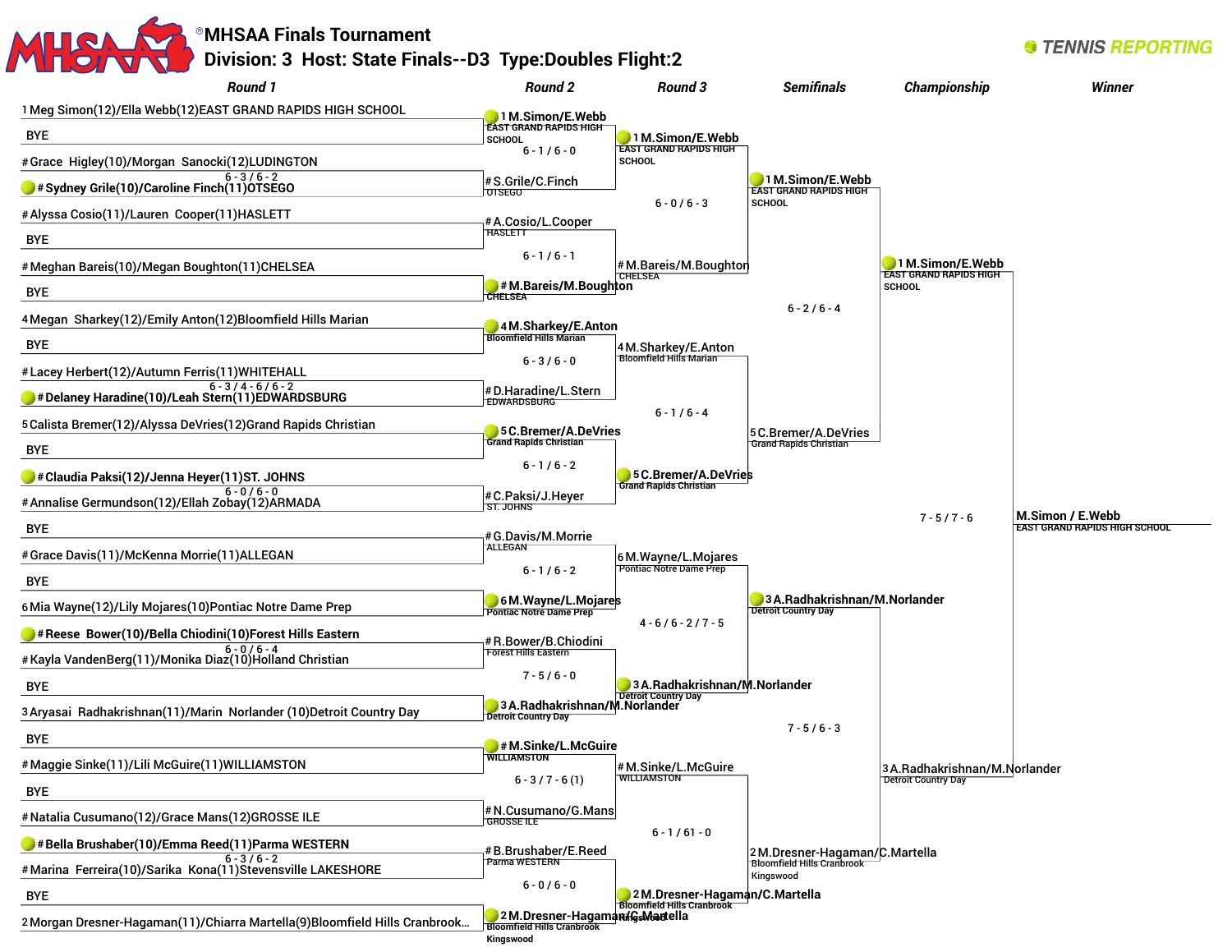# MHSAA Finals Tournament

## Division: 3 Host: State Finals--D3 Type:Doubles Flight:2

TENNIS REPORTING

### Round 1

1 Meg Simon(12)/Ella Webb(12)EAST GRAND RAPIDS HIGH SCHOOL
BYE

# Grace Higley(10)/Morgan Sanocki(12)LUDINGTON
6 - 3 / 6 - 2
# **Sydney Grile(10)/Caroline Finch(11)OTSEGO**

# Alyssa Cosio(11)/Lauren Cooper(11)HASLETT
BYE

# Meghan Bareis(10)/Megan Boughton(11)CHELSEA
BYE

4 Megan Sharkey(12)/Emily Anton(12)Bloomfield Hills Marian
BYE

# Lacey Herbert(12)/Autumn Ferris(11)WHITEHALL
6 - 3 / 4 - 6 / 6 - 2
# **Delaney Haradine(10)/Leah Stern(11)EDWARDSBURG**

5 Calista Bremer(12)/Alyssa DeVries(12)Grand Rapids Christian
BYE

# **Claudia Paksi(12)/Jenna Heyer(11)ST. JOHNS**
6 - 0 / 6 - 0
# Annalise Germundson(12)/Ellah Zobay(12)ARMADA

BYE
# Grace Davis(11)/McKenna Morrie(11)ALLEGAN

BYE
6 Mia Wayne(12)/Lily Mojares(10)Pontiac Notre Dame Prep

# **Reese Bower(10)/Bella Chiodini(10)Forest Hills Eastern**
6 - 0 / 6 - 4
# Kayla VandenBerg(11)/Monika Diaz(10)Holland Christian

BYE
3 Aryasai Radhakrishnan(11)/Marin Norlander (10)Detroit Country Day

BYE
# Maggie Sinke(11)/Lili McGuire(11)WILLIAMSTON

BYE
# Natalia Cusumano(12)/Grace Mans(12)GROSSE ILE

# **Bella Brushaber(10)/Emma Reed(11)Parma WESTERN**
6 - 3 / 6 - 2
# Marina Ferreira(10)/Sarika Kona(11)Stevensville LAKESHORE

BYE
2 Morgan Dresner-Hagaman(11)/Chiarra Martella(9)Bloomfield Hills Cranbrook...

### Round 2

**1 M.Simon/E.Webb** EAST GRAND RAPIDS HIGH SCHOOL
6 - 1 / 6 - 0
# S.Grile/C.Finch OTSEGO

# A.Cosio/L.Cooper HASLETT
6 - 1 / 6 - 1
**# M.Bareis/M.Boughton** CHELSEA

**4 M.Sharkey/E.Anton** Bloomfield Hills Marian
6 - 3 / 6 - 0
# D.Haradine/L.Stern EDWARDSBURG

**5 C.Bremer/A.DeVries** Grand Rapids Christian
6 - 1 / 6 - 2
# C.Paksi/J.Heyer ST. JOHNS

# G.Davis/M.Morrie ALLEGAN
6 - 1 / 6 - 2
**6 M.Wayne/L.Mojares** Pontiac Notre Dame Prep

# R.Bower/B.Chiodini Forest Hills Eastern
7 - 5 / 6 - 0
**3 A.Radhakrishnan/M.Norlander** Detroit Country Day

**# M.Sinke/L.McGuire** WILLIAMSTON
6 - 3 / 7 - 6 (1)
# N.Cusumano/G.Mans GROSSE ILE

# B.Brushaber/E.Reed Parma WESTERN
6 - 0 / 6 - 0
**2 M.Dresner-Hagaman/C.Martella** Bloomfield Hills Cranbrook Kingswood

### Round 3

**1 M.Simon/E.Webb** EAST GRAND RAPIDS HIGH SCHOOL
6 - 0 / 6 - 3
# M.Bareis/M.Boughton CHELSEA

4 M.Sharkey/E.Anton Bloomfield Hills Marian
6 - 1 / 6 - 4
**5 C.Bremer/A.DeVries** Grand Rapids Christian

6 M.Wayne/L.Mojares Pontiac Notre Dame Prep
4 - 6 / 6 - 2 / 7 - 5
**3 A.Radhakrishnan/M.Norlander** Detroit Country Day

# M.Sinke/L.McGuire WILLIAMSTON
6 - 1 / 61 - 0
**2 M.Dresner-Hagaman/C.Martella** Bloomfield Hills Cranbrook Kingswood

### Semifinals

**1 M.Simon/E.Webb** EAST GRAND RAPIDS HIGH SCHOOL
6 - 2 / 6 - 4
5 C.Bremer/A.DeVries Grand Rapids Christian

**3 A.Radhakrishnan/M.Norlander** Detroit Country Day
7 - 5 / 6 - 3
2 M.Dresner-Hagaman/C.Martella Bloomfield Hills Cranbrook Kingswood

### Championship

**1 M.Simon/E.Webb** EAST GRAND RAPIDS HIGH SCHOOL
7 - 5 / 7 - 6
3 A.Radhakrishnan/M.Norlander Detroit Country Day

### Winner

M.Simon / E.Webb
EAST GRAND RAPIDS HIGH SCHOOL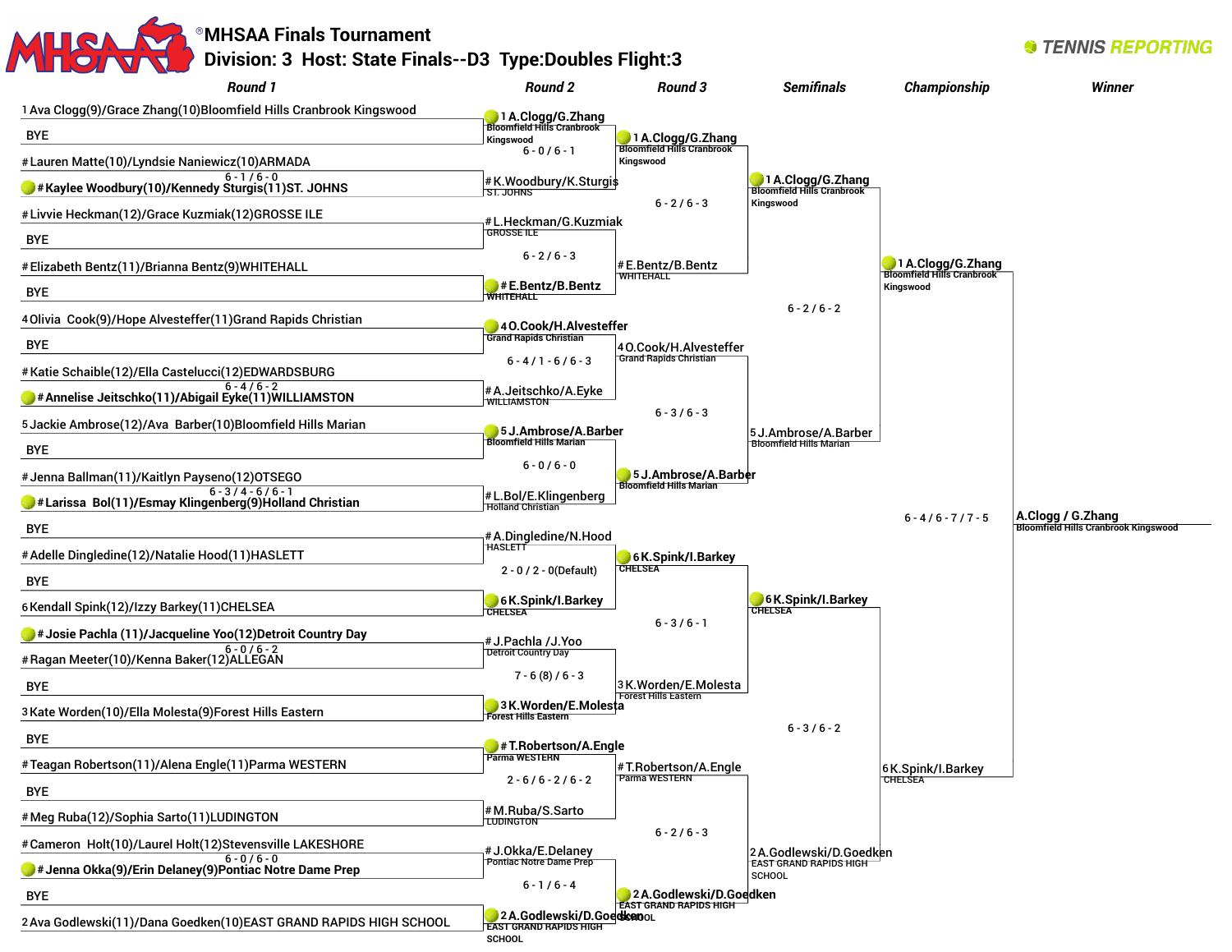# MHSAA Finals Tournament

## Division: 3 Host: State Finals--D3 Type:Doubles Flight:3

TENNIS REPORTING

### Round 1

| Seed | Team | Score |
|---|---|---|
| 1 | Ava Clogg(9)/Grace Zhang(10)Bloomfield Hills Cranbrook Kingswood | |
| | BYE | |
| # | Lauren Matte(10)/Lyndsie Naniewicz(10)ARMADA | |
| # | **Kaylee Woodbury(10)/Kennedy Sturgis(11)ST. JOHNS** | 6 - 1 / 6 - 0 |
| # | Livvie Heckman(12)/Grace Kuzmiak(12)GROSSE ILE | |
| | BYE | |
| # | Elizabeth Bentz(11)/Brianna Bentz(9)WHITEHALL | |
| | BYE | |
| 4 | Olivia Cook(9)/Hope Alvesteffer(11)Grand Rapids Christian | |
| | BYE | |
| # | Katie Schaible(12)/Ella Castelucci(12)EDWARDSBURG | |
| # | **Annelise Jeitschko(11)/Abigail Eyke(11)WILLIAMSTON** | 6 - 4 / 6 - 2 |
| 5 | Jackie Ambrose(12)/Ava Barber(10)Bloomfield Hills Marian | |
| | BYE | |
| # | Jenna Ballman(11)/Kaitlyn Payseno(12)OTSEGO | |
| # | **Larissa Bol(11)/Esmay Klingenberg(9)Holland Christian** | 6 - 3 / 4 - 6 / 6 - 1 |
| | BYE | |
| # | Adelle Dingledine(12)/Natalie Hood(11)HASLETT | |
| | BYE | |
| 6 | Kendall Spink(12)/Izzy Barkey(11)CHELSEA | |
| # | **Josie Pachla (11)/Jacqueline Yoo(12)Detroit Country Day** | 6 - 0 / 6 - 2 |
| # | Ragan Meeter(10)/Kenna Baker(12)ALLEGAN | |
| | BYE | |
| 3 | Kate Worden(10)/Ella Molesta(9)Forest Hills Eastern | |
| | BYE | |
| # | Teagan Robertson(11)/Alena Engle(11)Parma WESTERN | |
| | BYE | |
| # | Meg Ruba(12)/Sophia Sarto(11)LUDINGTON | |
| # | Cameron Holt(10)/Laurel Holt(12)Stevensville LAKESHORE | |
| # | **Jenna Okka(9)/Erin Delaney(9)Pontiac Notre Dame Prep** | 6 - 0 / 6 - 0 |
| | BYE | |
| 2 | Ava Godlewski(11)/Dana Goedken(10)EAST GRAND RAPIDS HIGH SCHOOL | |

### Round 2

| Match | Winner | Opponent | Score |
|---|---|---|---|
| 1 | **1 A.Clogg/G.Zhang** (Bloomfield Hills Cranbrook Kingswood) | BYE | |
| 2 | # K.Woodbury/K.Sturgis (ST. JOHNS) | | |
| 1–2 | **1 A.Clogg/G.Zhang** def. # K.Woodbury/K.Sturgis | | 6 - 0 / 6 - 1 |
| 3 | # L.Heckman/G.Kuzmiak (GROSSE ILE) | | |
| 4 | **# E.Bentz/B.Bentz** (WHITEHALL) | | |
| 3–4 | **# E.Bentz/B.Bentz** def. # L.Heckman/G.Kuzmiak | | 6 - 2 / 6 - 3 |
| 5 | **4 O.Cook/H.Alvesteffer** (Grand Rapids Christian) | | |
| 6 | # A.Jeitschko/A.Eyke (WILLIAMSTON) | | |
| 5–6 | **4 O.Cook/H.Alvesteffer** def. # A.Jeitschko/A.Eyke | | 6 - 4 / 1 - 6 / 6 - 3 |
| 7 | **5 J.Ambrose/A.Barber** (Bloomfield Hills Marian) | | |
| 8 | # L.Bol/E.Klingenberg (Holland Christian) | | |
| 7–8 | **5 J.Ambrose/A.Barber** def. # L.Bol/E.Klingenberg | | 6 - 0 / 6 - 0 |
| 9 | # A.Dingledine/N.Hood (HASLETT) | | |
| 10 | **6 K.Spink/I.Barkey** (CHELSEA) | | |
| 9–10 | **6 K.Spink/I.Barkey** def. # A.Dingledine/N.Hood | | 2 - 0 / 2 - 0(Default) |
| 11 | # J.Pachla /J.Yoo (Detroit Country Day) | | |
| 12 | **3 K.Worden/E.Molesta** (Forest Hills Eastern) | | |
| 11–12 | **3 K.Worden/E.Molesta** def. # J.Pachla /J.Yoo | | 7 - 6 (8) / 6 - 3 |
| 13 | **# T.Robertson/A.Engle** (Parma WESTERN) | | |
| 14 | # M.Ruba/S.Sarto (LUDINGTON) | | |
| 13–14 | **# T.Robertson/A.Engle** def. # M.Ruba/S.Sarto | | 2 - 6 / 6 - 2 / 6 - 2 |
| 15 | # J.Okka/E.Delaney (Pontiac Notre Dame Prep) | | |
| 16 | **2 A.Godlewski/D.Goedken** (EAST GRAND RAPIDS HIGH SCHOOL) | | |
| 15–16 | **2 A.Godlewski/D.Goedken** def. # J.Okka/E.Delaney | | 6 - 1 / 6 - 4 |

### Round 3

| Winner | Loser | Score |
|---|---|---|
| **1 A.Clogg/G.Zhang** (Bloomfield Hills Cranbrook Kingswood) | # E.Bentz/B.Bentz (WHITEHALL) | 6 - 2 / 6 - 3 |
| **5 J.Ambrose/A.Barber** (Bloomfield Hills Marian) | 4 O.Cook/H.Alvesteffer (Grand Rapids Christian) | 6 - 3 / 6 - 3 |
| **6 K.Spink/I.Barkey** (CHELSEA) | 3 K.Worden/E.Molesta (Forest Hills Eastern) | 6 - 3 / 6 - 1 |
| **2 A.Godlewski/D.Goedken** (EAST GRAND RAPIDS HIGH SCHOOL) | # T.Robertson/A.Engle (Parma WESTERN) | 6 - 2 / 6 - 3 |

### Semifinals

| Winner | Loser | Score |
|---|---|---|
| **1 A.Clogg/G.Zhang** (Bloomfield Hills Cranbrook Kingswood) | 5 J.Ambrose/A.Barber (Bloomfield Hills Marian) | 6 - 2 / 6 - 2 |
| **6 K.Spink/I.Barkey** (CHELSEA) | 2 A.Godlewski/D.Goedken (EAST GRAND RAPIDS HIGH SCHOOL) | 6 - 3 / 6 - 2 |

### Championship

| Winner | Loser | Score |
|---|---|---|
| **1 A.Clogg/G.Zhang** (Bloomfield Hills Cranbrook Kingswood) | 6 K.Spink/I.Barkey (CHELSEA) | 6 - 4 / 6 - 7 / 7 - 5 |

### Winner

A.Clogg / G.Zhang
Bloomfield Hills Cranbrook Kingswood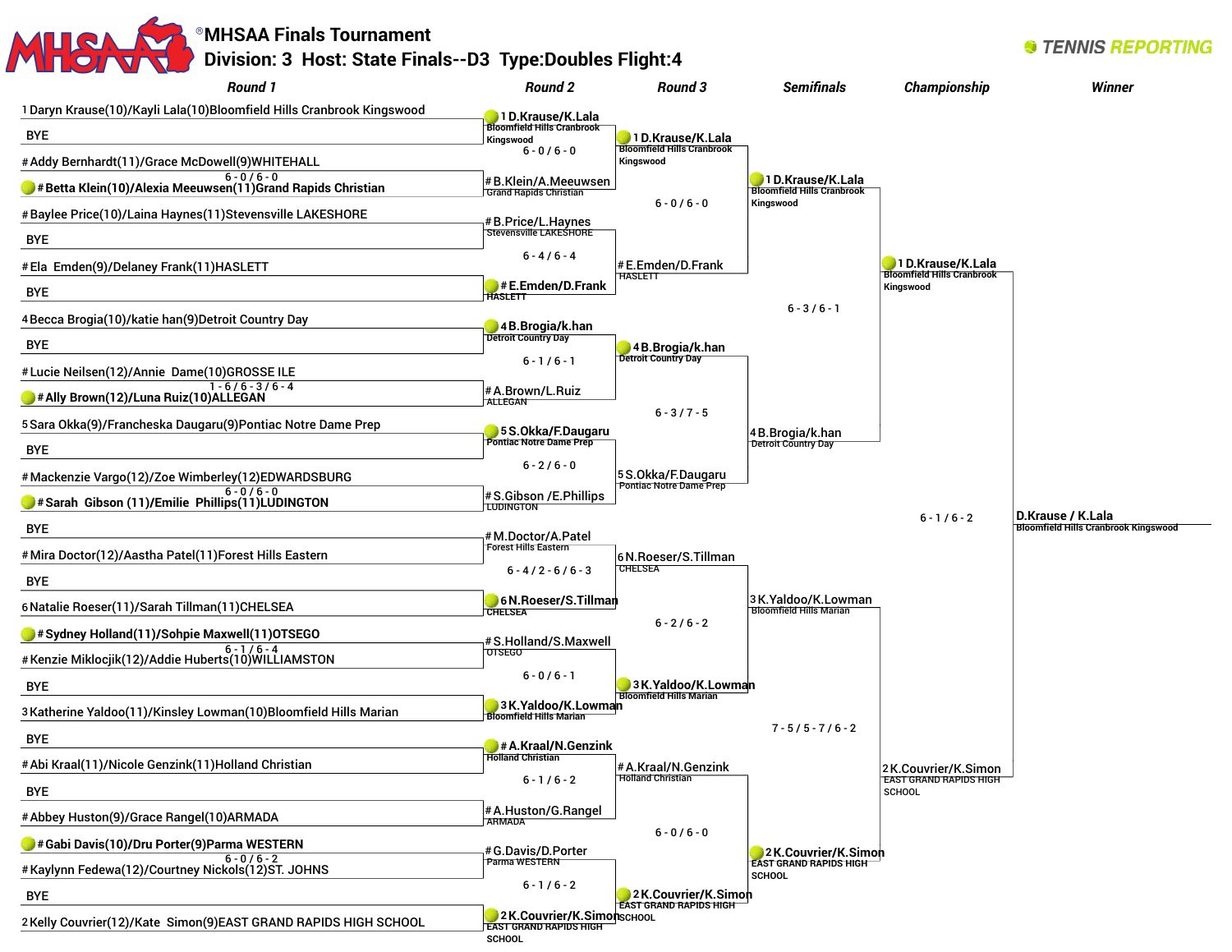# MHSAA Finals Tournament

## Division: 3 Host: State Finals--D3 Type:Doubles Flight:4

TENNIS REPORTING

### Round 1

- 1 Daryn Krause(10)/Kayli Lala(10)Bloomfield Hills Cranbrook Kingswood
- BYE
- # Addy Bernhardt(11)/Grace McDowell(9)WHITEHALL
- **# Betta Klein(10)/Alexia Meeuwsen(11)Grand Rapids Christian** — 6 - 0 / 6 - 0
- # Baylee Price(10)/Laina Haynes(11)Stevensville LAKESHORE
- BYE
- # Ela Emden(9)/Delaney Frank(11)HASLETT
- BYE
- 4 Becca Brogia(10)/katie han(9)Detroit Country Day
- BYE
- # Lucie Neilsen(12)/Annie Dame(10)GROSSE ILE
- **# Ally Brown(12)/Luna Ruiz(10)ALLEGAN** — 1 - 6 / 6 - 3 / 6 - 4
- 5 Sara Okka(9)/Francheska Daugaru(9)Pontiac Notre Dame Prep
- BYE
- # Mackenzie Vargo(12)/Zoe Wimberley(12)EDWARDSBURG
- **# Sarah Gibson (11)/Emilie Phillips(11)LUDINGTON** — 6 - 0 / 6 - 0
- BYE
- # Mira Doctor(12)/Aastha Patel(11)Forest Hills Eastern
- BYE
- 6 Natalie Roeser(11)/Sarah Tillman(11)CHELSEA
- **# Sydney Holland(11)/Sohpie Maxwell(11)OTSEGO** — 6 - 1 / 6 - 4
- # Kenzie Miklocjik(12)/Addie Huberts(10)WILLIAMSTON
- BYE
- 3 Katherine Yaldoo(11)/Kinsley Lowman(10)Bloomfield Hills Marian
- BYE
- # Abi Kraal(11)/Nicole Genzink(11)Holland Christian
- BYE
- # Abbey Huston(9)/Grace Rangel(10)ARMADA
- **# Gabi Davis(10)/Dru Porter(9)Parma WESTERN** — 6 - 0 / 6 - 2
- # Kaylynn Fedewa(12)/Courtney Nickols(12)ST. JOHNS
- BYE
- 2 Kelly Couvrier(12)/Kate Simon(9)EAST GRAND RAPIDS HIGH SCHOOL

### Round 2

- **1 D.Krause/K.Lala** Bloomfield Hills Cranbrook Kingswood — 6 - 0 / 6 - 0
- # B.Klein/A.Meeuwsen Grand Rapids Christian
- # B.Price/L.Haynes Stevensville LAKESHORE — 6 - 4 / 6 - 4
- **# E.Emden/D.Frank** HASLETT
- **4 B.Brogia/k.han** Detroit Country Day — 6 - 1 / 6 - 1
- # A.Brown/L.Ruiz ALLEGAN
- **5 S.Okka/F.Daugaru** Pontiac Notre Dame Prep — 6 - 2 / 6 - 0
- # S.Gibson /E.Phillips LUDINGTON
- # M.Doctor/A.Patel Forest Hills Eastern — 6 - 4 / 2 - 6 / 6 - 3
- **6 N.Roeser/S.Tillman** CHELSEA
- # S.Holland/S.Maxwell OTSEGO — 6 - 0 / 6 - 1
- **3 K.Yaldoo/K.Lowman** Bloomfield Hills Marian
- **# A.Kraal/N.Genzink** Holland Christian — 6 - 1 / 6 - 2
- # A.Huston/G.Rangel ARMADA
- # G.Davis/D.Porter Parma WESTERN — 6 - 1 / 6 - 2
- **2 K.Couvrier/K.Simon** EAST GRAND RAPIDS HIGH SCHOOL

### Round 3

- **1 D.Krause/K.Lala** Bloomfield Hills Cranbrook Kingswood — 6 - 0 / 6 - 0
- # E.Emden/D.Frank HASLETT
- **4 B.Brogia/k.han** Detroit Country Day — 6 - 3 / 7 - 5
- 5 S.Okka/F.Daugaru Pontiac Notre Dame Prep
- 6 N.Roeser/S.Tillman CHELSEA — 6 - 2 / 6 - 2
- **3 K.Yaldoo/K.Lowman** Bloomfield Hills Marian
- # A.Kraal/N.Genzink Holland Christian — 6 - 0 / 6 - 0
- **2 K.Couvrier/K.Simon** EAST GRAND RAPIDS HIGH SCHOOL

### Semifinals

- **1 D.Krause/K.Lala** Bloomfield Hills Cranbrook Kingswood — 6 - 3 / 6 - 1
- 4 B.Brogia/k.han Detroit Country Day
- 3 K.Yaldoo/K.Lowman Bloomfield Hills Marian — 7 - 5 / 5 - 7 / 6 - 2
- **2 K.Couvrier/K.Simon** EAST GRAND RAPIDS HIGH SCHOOL

### Championship

- **1 D.Krause/K.Lala** Bloomfield Hills Cranbrook Kingswood — 6 - 1 / 6 - 2
- 2 K.Couvrier/K.Simon EAST GRAND RAPIDS HIGH SCHOOL

### Winner

D.Krause / K.Lala
Bloomfield Hills Cranbrook Kingswood